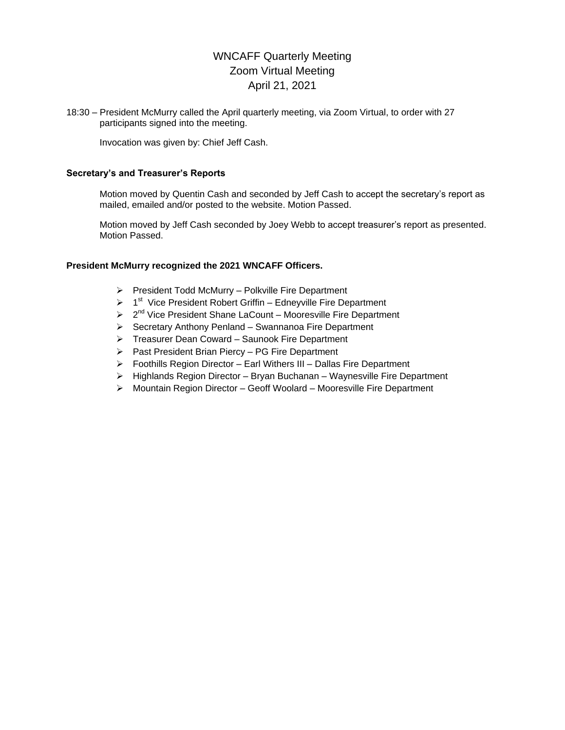# WNCAFF Quarterly Meeting
## Zoom Virtual Meeting
## April 21, 2021

18:30 – President McMurry called the April quarterly meeting, via Zoom Virtual, to order with 27 participants signed into the meeting.

Invocation was given by: Chief Jeff Cash.

**Secretary's and Treasurer's Reports**

Motion moved by Quentin Cash and seconded by Jeff Cash to accept the secretary's report as mailed, emailed and/or posted to the website. Motion Passed.

Motion moved by Jeff Cash seconded by Joey Webb to accept treasurer's report as presented. Motion Passed.

**President McMurry recognized the 2021 WNCAFF Officers.**

- President Todd McMurry – Polkville Fire Department
- 1st Vice President Robert Griffin – Edneyville Fire Department
- 2nd Vice President Shane LaCount – Mooresville Fire Department
- Secretary Anthony Penland – Swannanoa Fire Department
- Treasurer Dean Coward – Saunook Fire Department
- Past President Brian Piercy – PG Fire Department
- Foothills Region Director – Earl Withers III – Dallas Fire Department
- Highlands Region Director – Bryan Buchanan – Waynesville Fire Department
- Mountain Region Director – Geoff Woolard – Mooresville Fire Department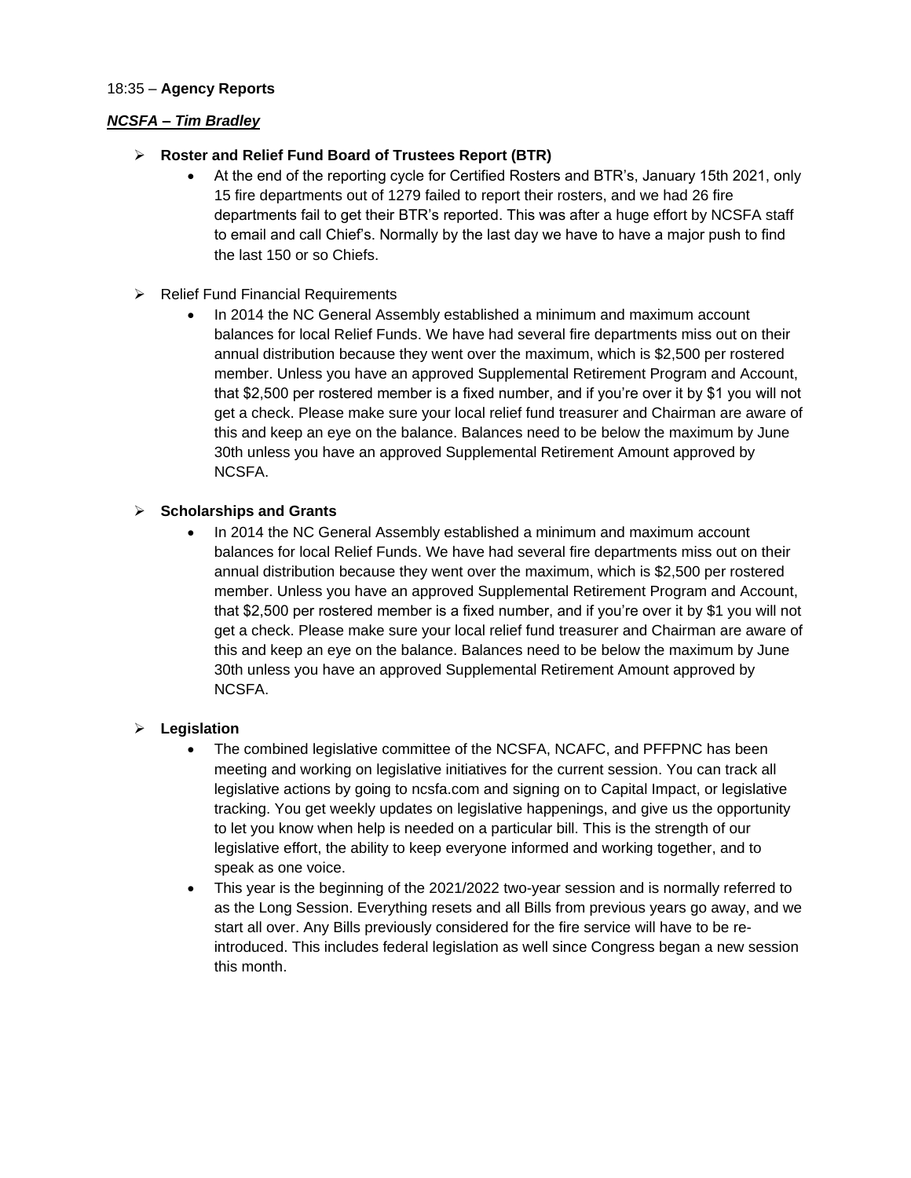18:35 – **Agency Reports**

***NCSFA – Tim Bradley***

- **Roster and Relief Fund Board of Trustees Report (BTR)**
    - At the end of the reporting cycle for Certified Rosters and BTR's, January 15th 2021, only 15 fire departments out of 1279 failed to report their rosters, and we had 26 fire departments fail to get their BTR's reported. This was after a huge effort by NCSFA staff to email and call Chief's. Normally by the last day we have to have a major push to find the last 150 or so Chiefs.

- Relief Fund Financial Requirements
    - In 2014 the NC General Assembly established a minimum and maximum account balances for local Relief Funds. We have had several fire departments miss out on their annual distribution because they went over the maximum, which is $2,500 per rostered member. Unless you have an approved Supplemental Retirement Program and Account, that $2,500 per rostered member is a fixed number, and if you're over it by $1 you will not get a check. Please make sure your local relief fund treasurer and Chairman are aware of this and keep an eye on the balance. Balances need to be below the maximum by June 30th unless you have an approved Supplemental Retirement Amount approved by NCSFA.

- **Scholarships and Grants**
    - In 2014 the NC General Assembly established a minimum and maximum account balances for local Relief Funds. We have had several fire departments miss out on their annual distribution because they went over the maximum, which is $2,500 per rostered member. Unless you have an approved Supplemental Retirement Program and Account, that $2,500 per rostered member is a fixed number, and if you're over it by $1 you will not get a check. Please make sure your local relief fund treasurer and Chairman are aware of this and keep an eye on the balance. Balances need to be below the maximum by June 30th unless you have an approved Supplemental Retirement Amount approved by NCSFA.

- **Legislation**
    - The combined legislative committee of the NCSFA, NCAFC, and PFFPNC has been meeting and working on legislative initiatives for the current session. You can track all legislative actions by going to ncsfa.com and signing on to Capital Impact, or legislative tracking. You get weekly updates on legislative happenings, and give us the opportunity to let you know when help is needed on a particular bill. This is the strength of our legislative effort, the ability to keep everyone informed and working together, and to speak as one voice.
    - This year is the beginning of the 2021/2022 two-year session and is normally referred to as the Long Session. Everything resets and all Bills from previous years go away, and we start all over. Any Bills previously considered for the fire service will have to be re-introduced. This includes federal legislation as well since Congress began a new session this month.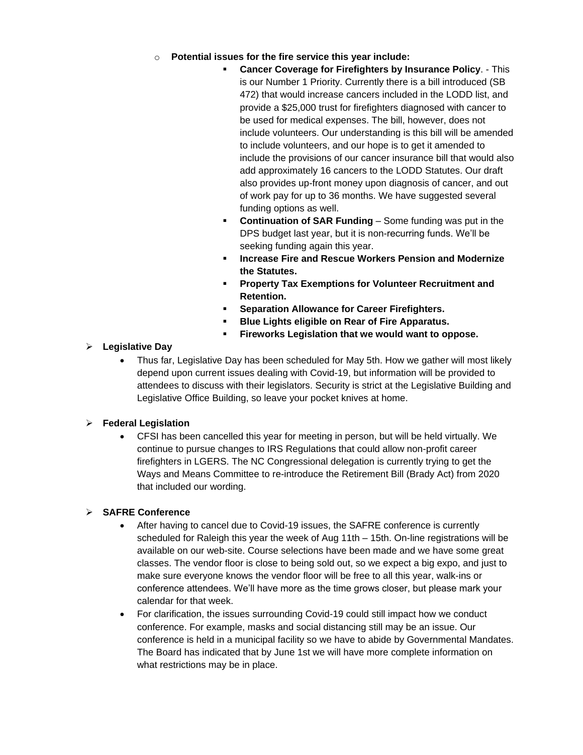- **Potential issues for the fire service this year include:**
  - **Cancer Coverage for Firefighters by Insurance Policy**. - This is our Number 1 Priority. Currently there is a bill introduced (SB 472) that would increase cancers included in the LODD list, and provide a $25,000 trust for firefighters diagnosed with cancer to be used for medical expenses. The bill, however, does not include volunteers. Our understanding is this bill will be amended to include volunteers, and our hope is to get it amended to include the provisions of our cancer insurance bill that would also add approximately 16 cancers to the LODD Statutes. Our draft also provides up-front money upon diagnosis of cancer, and out of work pay for up to 36 months. We have suggested several funding options as well.
  - **Continuation of SAR Funding** – Some funding was put in the DPS budget last year, but it is non-recurring funds. We'll be seeking funding again this year.
  - **Increase Fire and Rescue Workers Pension and Modernize the Statutes.**
  - **Property Tax Exemptions for Volunteer Recruitment and Retention.**
  - **Separation Allowance for Career Firefighters.**
  - **Blue Lights eligible on Rear of Fire Apparatus.**
  - **Fireworks Legislation that we would want to oppose.**

- **Legislative Day**
  - Thus far, Legislative Day has been scheduled for May 5th. How we gather will most likely depend upon current issues dealing with Covid-19, but information will be provided to attendees to discuss with their legislators. Security is strict at the Legislative Building and Legislative Office Building, so leave your pocket knives at home.

- **Federal Legislation**
  - CFSI has been cancelled this year for meeting in person, but will be held virtually. We continue to pursue changes to IRS Regulations that could allow non-profit career firefighters in LGERS. The NC Congressional delegation is currently trying to get the Ways and Means Committee to re-introduce the Retirement Bill (Brady Act) from 2020 that included our wording.

- **SAFRE Conference**
  - After having to cancel due to Covid-19 issues, the SAFRE conference is currently scheduled for Raleigh this year the week of Aug 11th – 15th. On-line registrations will be available on our web-site. Course selections have been made and we have some great classes. The vendor floor is close to being sold out, so we expect a big expo, and just to make sure everyone knows the vendor floor will be free to all this year, walk-ins or conference attendees. We'll have more as the time grows closer, but please mark your calendar for that week.
  - For clarification, the issues surrounding Covid-19 could still impact how we conduct conference. For example, masks and social distancing still may be an issue. Our conference is held in a municipal facility so we have to abide by Governmental Mandates. The Board has indicated that by June 1st we will have more complete information on what restrictions may be in place.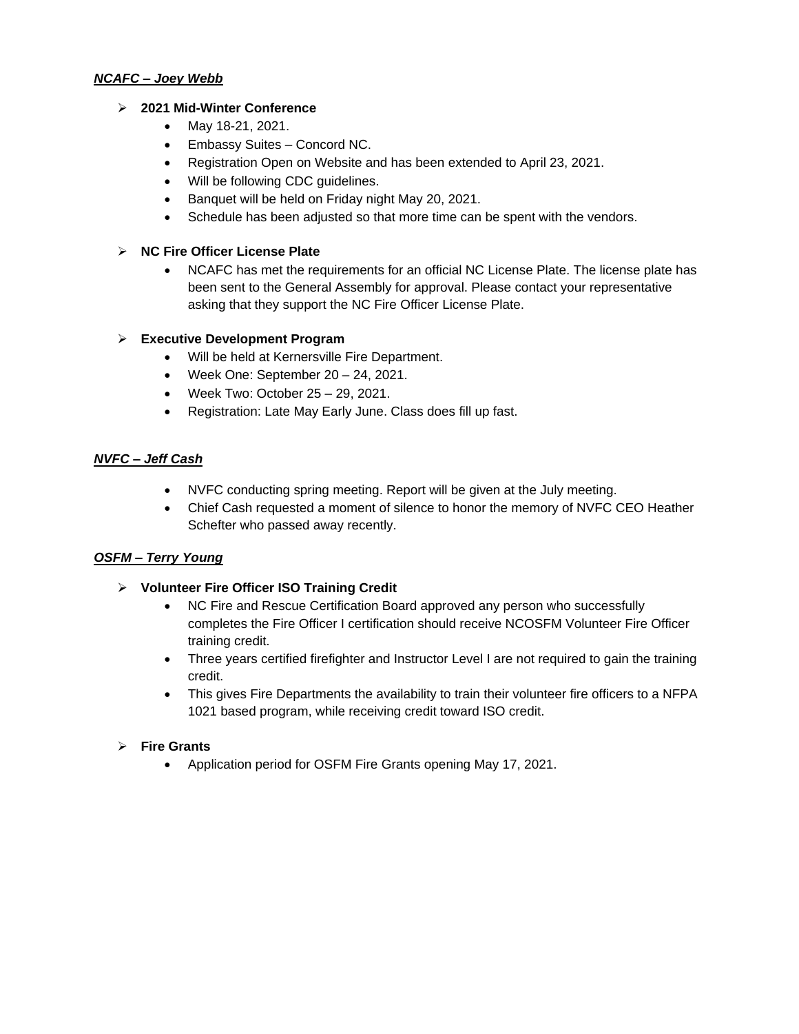***NCAFC – Joey Webb***

- **2021 Mid-Winter Conference**
  - May 18-21, 2021.
  - Embassy Suites – Concord NC.
  - Registration Open on Website and has been extended to April 23, 2021.
  - Will be following CDC guidelines.
  - Banquet will be held on Friday night May 20, 2021.
  - Schedule has been adjusted so that more time can be spent with the vendors.

- **NC Fire Officer License Plate**
  - NCAFC has met the requirements for an official NC License Plate. The license plate has been sent to the General Assembly for approval. Please contact your representative asking that they support the NC Fire Officer License Plate.

- **Executive Development Program**
  - Will be held at Kernersville Fire Department.
  - Week One: September 20 – 24, 2021.
  - Week Two: October 25 – 29, 2021.
  - Registration: Late May Early June. Class does fill up fast.

***NVFC – Jeff Cash***

- NVFC conducting spring meeting. Report will be given at the July meeting.
- Chief Cash requested a moment of silence to honor the memory of NVFC CEO Heather Schefter who passed away recently.

***OSFM – Terry Young***

- **Volunteer Fire Officer ISO Training Credit**
  - NC Fire and Rescue Certification Board approved any person who successfully completes the Fire Officer I certification should receive NCOSFM Volunteer Fire Officer training credit.
  - Three years certified firefighter and Instructor Level I are not required to gain the training credit.
  - This gives Fire Departments the availability to train their volunteer fire officers to a NFPA 1021 based program, while receiving credit toward ISO credit.

- **Fire Grants**
  - Application period for OSFM Fire Grants opening May 17, 2021.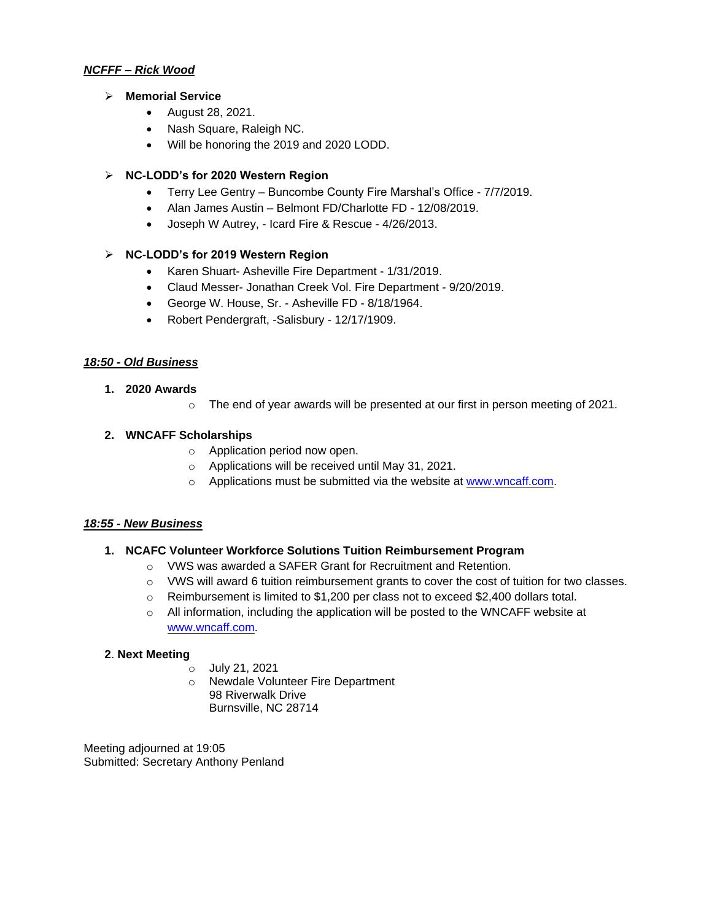***NCFFF – Rick Wood***

- **Memorial Service**
  - August 28, 2021.
  - Nash Square, Raleigh NC.
  - Will be honoring the 2019 and 2020 LODD.

- **NC-LODD's for 2020 Western Region**
  - Terry Lee Gentry – Buncombe County Fire Marshal's Office - 7/7/2019.
  - Alan James Austin – Belmont FD/Charlotte FD - 12/08/2019.
  - Joseph W Autrey, - Icard Fire & Rescue - 4/26/2013.

- **NC-LODD's for 2019 Western Region**
  - Karen Shuart- Asheville Fire Department - 1/31/2019.
  - Claud Messer- Jonathan Creek Vol. Fire Department - 9/20/2019.
  - George W. House, Sr. - Asheville FD - 8/18/1964.
  - Robert Pendergraft, -Salisbury - 12/17/1909.

***18:50 - Old Business***

1. **2020 Awards**
   - The end of year awards will be presented at our first in person meeting of 2021.

2. **WNCAFF Scholarships**
   - Application period now open.
   - Applications will be received until May 31, 2021.
   - Applications must be submitted via the website at www.wncaff.com.

***18:55 - New Business***

1. **NCAFC Volunteer Workforce Solutions Tuition Reimbursement Program**
   - VWS was awarded a SAFER Grant for Recruitment and Retention.
   - VWS will award 6 tuition reimbursement grants to cover the cost of tuition for two classes.
   - Reimbursement is limited to $1,200 per class not to exceed $2,400 dollars total.
   - All information, including the application will be posted to the WNCAFF website at www.wncaff.com.

2. **Next Meeting**
   - July 21, 2021
   - Newdale Volunteer Fire Department
     98 Riverwalk Drive
     Burnsville, NC 28714

Meeting adjourned at 19:05
Submitted: Secretary Anthony Penland